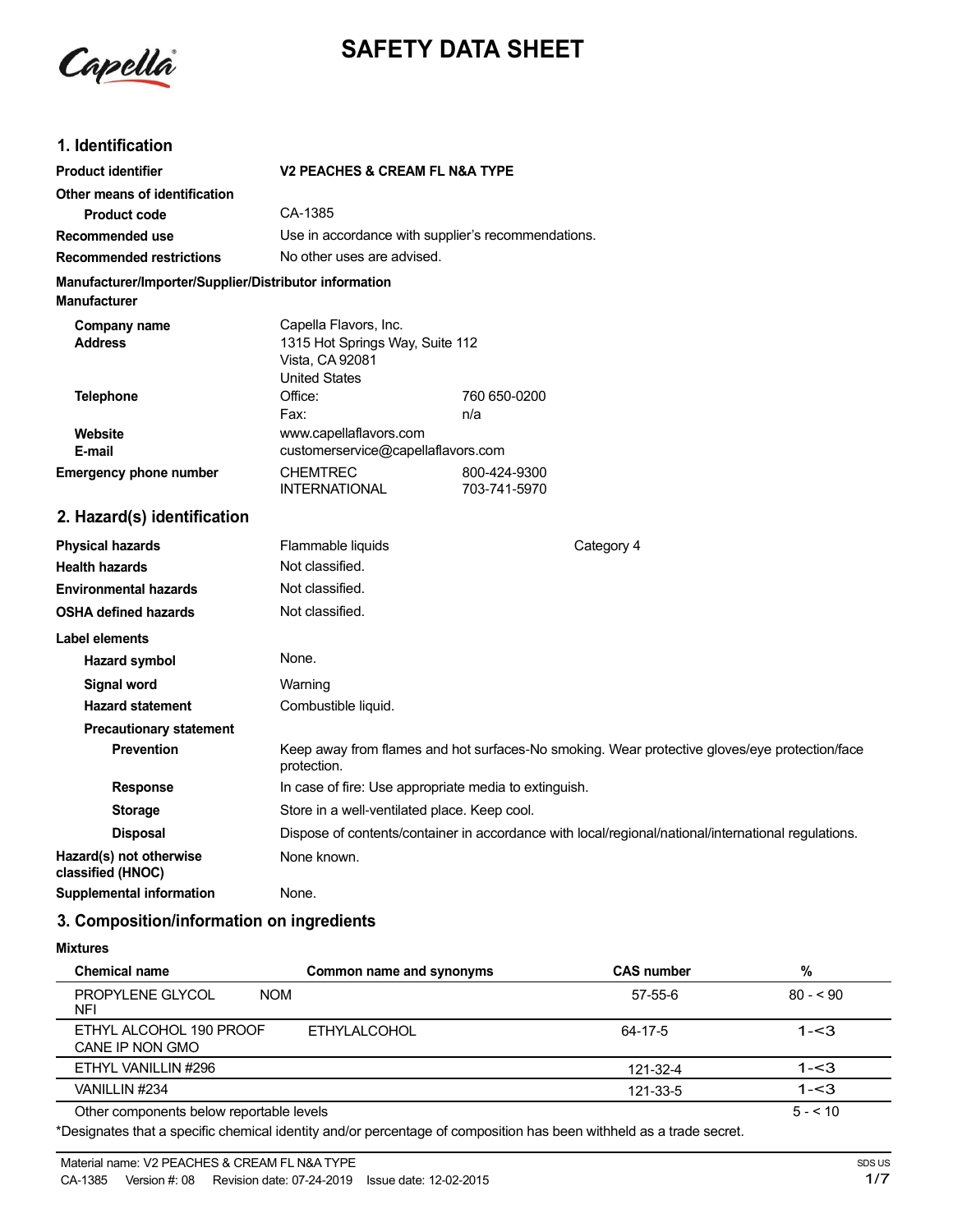Capella

# SAFETY DATA SHEET

## 1. Identification

| | | |
|---|---|---|
| **Product identifier** | **V2 PEACHES & CREAM FL N&A TYPE** | |
| **Other means of identification** | | |
| **Product code** | CA-1385 | |
| **Recommended use** | Use in accordance with supplier's recommendations. | |
| **Recommended restrictions** | No other uses are advised. | |

**Manufacturer/Importer/Supplier/Distributor information**

**Manufacturer**

| | | |
|---|---|---|
| **Company name** | Capella Flavors, Inc. | |
| **Address** | 1315 Hot Springs Way, Suite 112<br>Vista, CA 92081<br>United States | |
| **Telephone** | Office: | 760 650-0200 |
| | Fax: | n/a |
| **Website** | www.capellaflavors.com | |
| **E-mail** | customerservice@capellaflavors.com | |
| **Emergency phone number** | CHEMTREC | 800-424-9300 |
| | INTERNATIONAL | 703-741-5970 |

## 2. Hazard(s) identification

| | | |
|---|---|---|
| **Physical hazards** | Flammable liquids | Category 4 |
| **Health hazards** | Not classified. | |
| **Environmental hazards** | Not classified. | |
| **OSHA defined hazards** | Not classified. | |

**Label elements**

| | |
|---|---|
| **Hazard symbol** | None. |
| **Signal word** | Warning |
| **Hazard statement** | Combustible liquid. |
| **Precautionary statement** | |
| **Prevention** | Keep away from flames and hot surfaces-No smoking. Wear protective gloves/eye protection/face protection. |
| **Response** | In case of fire: Use appropriate media to extinguish. |
| **Storage** | Store in a well-ventilated place. Keep cool. |
| **Disposal** | Dispose of contents/container in accordance with local/regional/national/international regulations. |
| **Hazard(s) not otherwise classified (HNOC)** | None known. |
| **Supplemental information** | None. |

## 3. Composition/information on ingredients

**Mixtures**

| Chemical name | Common name and synonyms | CAS number | % |
|---|---|---|---|
| PROPYLENE GLYCOL NFI | NOM | 57-55-6 | 80 - < 90 |
| ETHYL ALCOHOL 190 PROOF CANE IP NON GMO | ETHYLALCOHOL | 64-17-5 | 1-<3 |
| ETHYL VANILLIN #296 | | 121-32-4 | 1-<3 |
| VANILLIN #234 | | 121-33-5 | 1-<3 |
| Other components below reportable levels | | | 5 - < 10 |

*Designates that a specific chemical identity and/or percentage of composition has been withheld as a trade secret.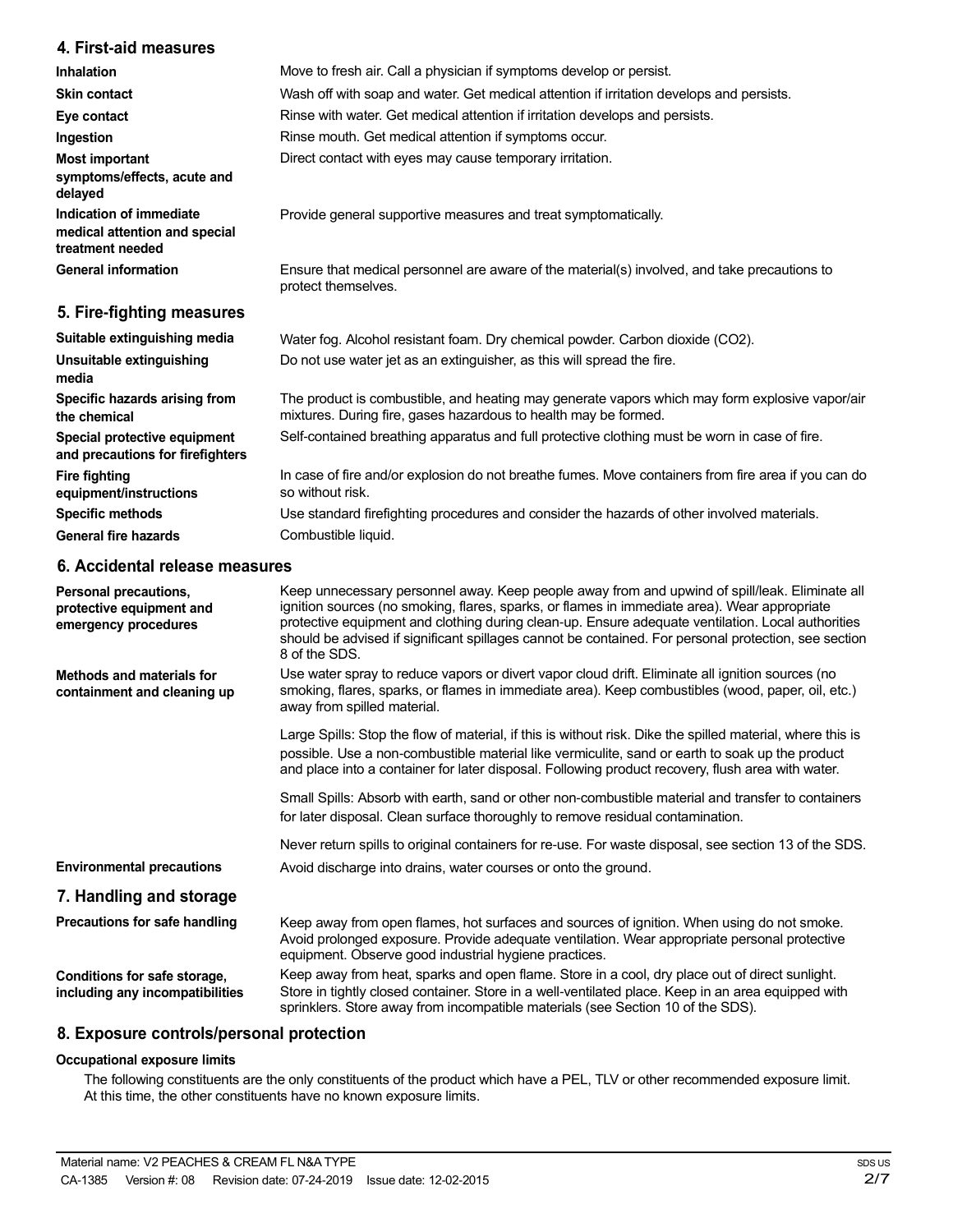## 4. First-aid measures

| | |
|---|---|
| **Inhalation** | Move to fresh air. Call a physician if symptoms develop or persist. |
| **Skin contact** | Wash off with soap and water. Get medical attention if irritation develops and persists. |
| **Eye contact** | Rinse with water. Get medical attention if irritation develops and persists. |
| **Ingestion** | Rinse mouth. Get medical attention if symptoms occur. |
| **Most important symptoms/effects, acute and delayed** | Direct contact with eyes may cause temporary irritation. |
| **Indication of immediate medical attention and special treatment needed** | Provide general supportive measures and treat symptomatically. |
| **General information** | Ensure that medical personnel are aware of the material(s) involved, and take precautions to protect themselves. |

## 5. Fire-fighting measures

| | |
|---|---|
| **Suitable extinguishing media** | Water fog. Alcohol resistant foam. Dry chemical powder. Carbon dioxide ($CO_2$). |
| **Unsuitable extinguishing media** | Do not use water jet as an extinguisher, as this will spread the fire. |
| **Specific hazards arising from the chemical** | The product is combustible, and heating may generate vapors which may form explosive vapor/air mixtures. During fire, gases hazardous to health may be formed. |
| **Special protective equipment and precautions for firefighters** | Self-contained breathing apparatus and full protective clothing must be worn in case of fire. |
| **Fire fighting equipment/instructions** | In case of fire and/or explosion do not breathe fumes. Move containers from fire area if you can do so without risk. |
| **Specific methods** | Use standard firefighting procedures and consider the hazards of other involved materials. |
| **General fire hazards** | Combustible liquid. |

## 6. Accidental release measures

**Personal precautions, protective equipment and emergency procedures**

Keep unnecessary personnel away. Keep people away from and upwind of spill/leak. Eliminate all ignition sources (no smoking, flares, sparks, or flames in immediate area). Wear appropriate protective equipment and clothing during clean-up. Ensure adequate ventilation. Local authorities should be advised if significant spillages cannot be contained. For personal protection, see section 8 of the SDS.

**Methods and materials for containment and cleaning up**

Use water spray to reduce vapors or divert vapor cloud drift. Eliminate all ignition sources (no smoking, flares, sparks, or flames in immediate area). Keep combustibles (wood, paper, oil, etc.) away from spilled material.

Large Spills: Stop the flow of material, if this is without risk. Dike the spilled material, where this is possible. Use a non-combustible material like vermiculite, sand or earth to soak up the product and place into a container for later disposal. Following product recovery, flush area with water.

Small Spills: Absorb with earth, sand or other non-combustible material and transfer to containers for later disposal. Clean surface thoroughly to remove residual contamination.

Never return spills to original containers for re-use. For waste disposal, see section 13 of the SDS.

**Environmental precautions**

Avoid discharge into drains, water courses or onto the ground.

## 7. Handling and storage

**Precautions for safe handling**

Keep away from open flames, hot surfaces and sources of ignition. When using do not smoke. Avoid prolonged exposure. Provide adequate ventilation. Wear appropriate personal protective equipment. Observe good industrial hygiene practices.

**Conditions for safe storage, including any incompatibilities**

Keep away from heat, sparks and open flame. Store in a cool, dry place out of direct sunlight. Store in tightly closed container. Store in a well-ventilated place. Keep in an area equipped with sprinklers. Store away from incompatible materials (see Section 10 of the SDS).

## 8. Exposure controls/personal protection

### Occupational exposure limits

The following constituents are the only constituents of the product which have a PEL, TLV or other recommended exposure limit. At this time, the other constituents have no known exposure limits.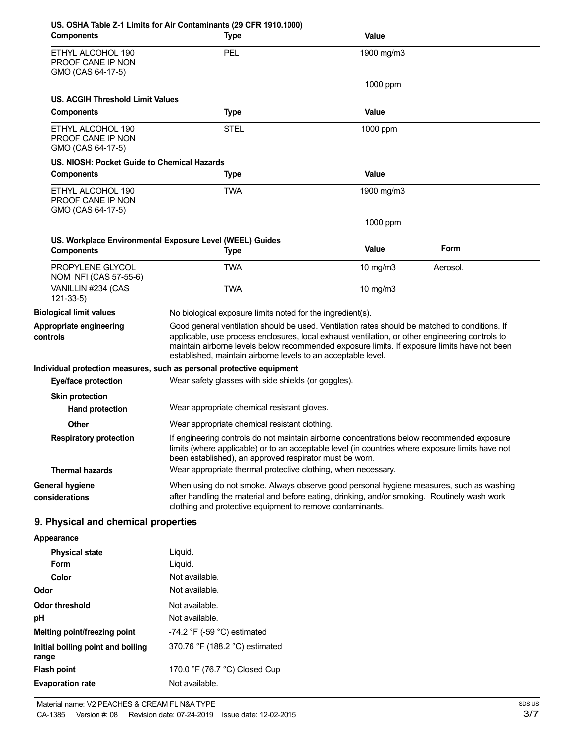**US. OSHA Table Z-1 Limits for Air Contaminants (29 CFR 1910.1000)**

| Components | Type | Value |
|---|---|---|
| ETHYL ALCOHOL 190 PROOF CANE IP NON GMO (CAS 64-17-5) | PEL | 1900 mg/m3 |
| | | 1000 ppm |

**US. ACGIH Threshold Limit Values**

| Components | Type | Value |
|---|---|---|
| ETHYL ALCOHOL 190 PROOF CANE IP NON GMO (CAS 64-17-5) | STEL | 1000 ppm |

**US. NIOSH: Pocket Guide to Chemical Hazards**

| Components | Type | Value |
|---|---|---|
| ETHYL ALCOHOL 190 PROOF CANE IP NON GMO (CAS 64-17-5) | TWA | 1900 mg/m3 |
| | | 1000 ppm |

**US. Workplace Environmental Exposure Level (WEEL) Guides**

| Components | Type | Value | Form |
|---|---|---|---|
| PROPYLENE GLYCOL NOM NFI (CAS 57-55-6) | TWA | 10 mg/m3 | Aerosol. |
| VANILLIN #234 (CAS 121-33-5) | TWA | 10 mg/m3 | |

**Biological limit values** No biological exposure limits noted for the ingredient(s).

**Appropriate engineering controls** Good general ventilation should be used. Ventilation rates should be matched to conditions. If applicable, use process enclosures, local exhaust ventilation, or other engineering controls to maintain airborne levels below recommended exposure limits. If exposure limits have not been established, maintain airborne levels to an acceptable level.

**Individual protection measures, such as personal protective equipment**

**Eye/face protection** Wear safety glasses with side shields (or goggles).

**Skin protection**

**Hand protection** Wear appropriate chemical resistant gloves.

**Other** Wear appropriate chemical resistant clothing.

**Respiratory protection** If engineering controls do not maintain airborne concentrations below recommended exposure limits (where applicable) or to an acceptable level (in countries where exposure limits have not been established), an approved respirator must be worn.

**Thermal hazards** Wear appropriate thermal protective clothing, when necessary.

**General hygiene considerations** When using do not smoke. Always observe good personal hygiene measures, such as washing after handling the material and before eating, drinking, and/or smoking. Routinely wash work clothing and protective equipment to remove contaminants.

## 9. Physical and chemical properties

**Appearance**

| | |
|---|---|
| **Physical state** | Liquid. |
| **Form** | Liquid. |
| **Color** | Not available. |
| **Odor** | Not available. |
| **Odor threshold** | Not available. |
| **pH** | Not available. |
| **Melting point/freezing point** | -74.2 °F (-59 °C) estimated |
| **Initial boiling point and boiling range** | 370.76 °F (188.2 °C) estimated |
| **Flash point** | 170.0 °F (76.7 °C) Closed Cup |
| **Evaporation rate** | Not available. |

Material name: V2 PEACHES & CREAM FL N&A TYPE
CA-1385 Version #: 08 Revision date: 07-24-2019 Issue date: 12-02-2015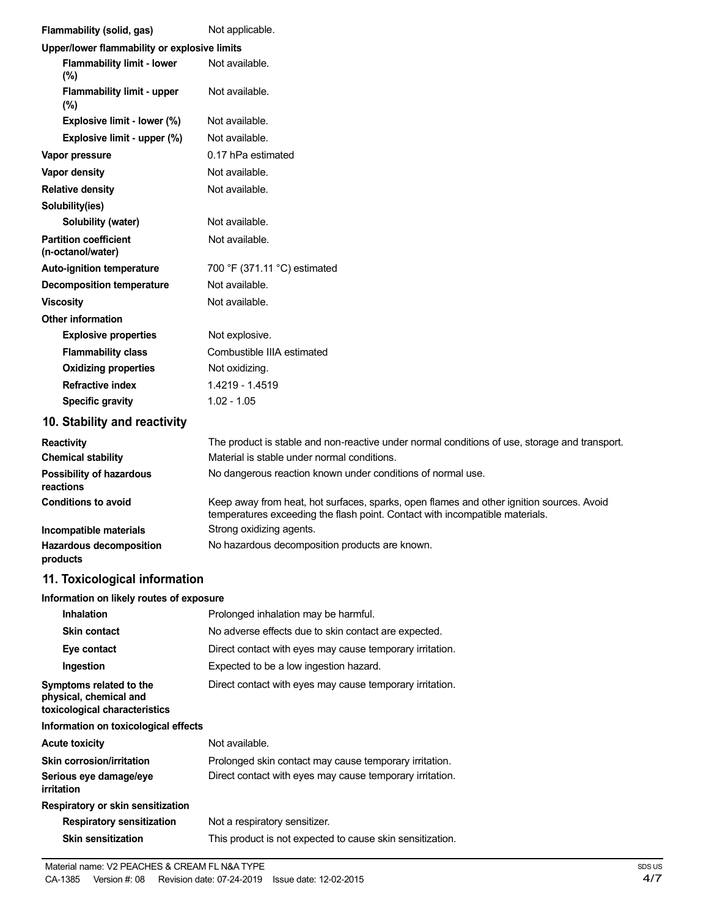| | |
|---|---|
| **Flammability (solid, gas)** | Not applicable. |
| **Upper/lower flammability or explosive limits** | |
| **Flammability limit - lower (%)** | Not available. |
| **Flammability limit - upper (%)** | Not available. |
| **Explosive limit - lower (%)** | Not available. |
| **Explosive limit - upper (%)** | Not available. |
| **Vapor pressure** | 0.17 hPa estimated |
| **Vapor density** | Not available. |
| **Relative density** | Not available. |
| **Solubility(ies)** | |
| **Solubility (water)** | Not available. |
| **Partition coefficient (n-octanol/water)** | Not available. |
| **Auto-ignition temperature** | 700 °F (371.11 °C) estimated |
| **Decomposition temperature** | Not available. |
| **Viscosity** | Not available. |
| **Other information** | |
| **Explosive properties** | Not explosive. |
| **Flammability class** | Combustible IIIA estimated |
| **Oxidizing properties** | Not oxidizing. |
| **Refractive index** | 1.4219 - 1.4519 |
| **Specific gravity** | 1.02 - 1.05 |

## 10. Stability and reactivity

| | |
|---|---|
| **Reactivity** | The product is stable and non-reactive under normal conditions of use, storage and transport. |
| **Chemical stability** | Material is stable under normal conditions. |
| **Possibility of hazardous reactions** | No dangerous reaction known under conditions of normal use. |
| **Conditions to avoid** | Keep away from heat, hot surfaces, sparks, open flames and other ignition sources. Avoid temperatures exceeding the flash point. Contact with incompatible materials. |
| **Incompatible materials** | Strong oxidizing agents. |
| **Hazardous decomposition products** | No hazardous decomposition products are known. |

## 11. Toxicological information

| | |
|---|---|
| **Information on likely routes of exposure** | |
| **Inhalation** | Prolonged inhalation may be harmful. |
| **Skin contact** | No adverse effects due to skin contact are expected. |
| **Eye contact** | Direct contact with eyes may cause temporary irritation. |
| **Ingestion** | Expected to be a low ingestion hazard. |
| **Symptoms related to the physical, chemical and toxicological characteristics** | Direct contact with eyes may cause temporary irritation. |
| **Information on toxicological effects** | |
| **Acute toxicity** | Not available. |
| **Skin corrosion/irritation** | Prolonged skin contact may cause temporary irritation. |
| **Serious eye damage/eye irritation** | Direct contact with eyes may cause temporary irritation. |
| **Respiratory or skin sensitization** | |
| **Respiratory sensitization** | Not a respiratory sensitizer. |
| **Skin sensitization** | This product is not expected to cause skin sensitization. |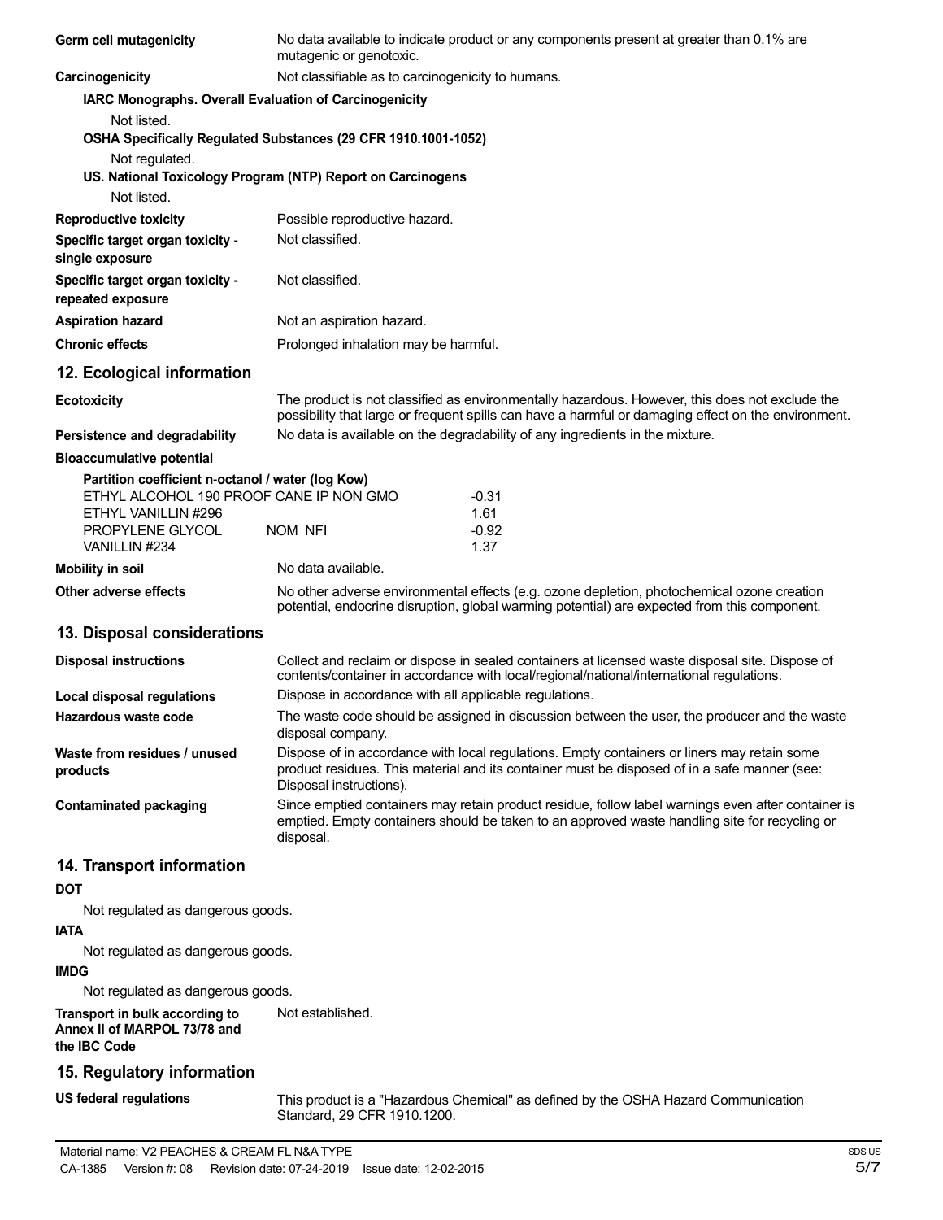**Germ cell mutagenicity** No data available to indicate product or any components present at greater than 0.1% are mutagenic or genotoxic.

**Carcinogenicity** Not classifiable as to carcinogenicity to humans.

**IARC Monographs. Overall Evaluation of Carcinogenicity**

Not listed.

**OSHA Specifically Regulated Substances (29 CFR 1910.1001-1052)**

Not regulated.

**US. National Toxicology Program (NTP) Report on Carcinogens**

Not listed.

**Reproductive toxicity** Possible reproductive hazard.

**Specific target organ toxicity - single exposure** Not classified.

**Specific target organ toxicity - repeated exposure** Not classified.

**Aspiration hazard** Not an aspiration hazard.

**Chronic effects** Prolonged inhalation may be harmful.

## 12. Ecological information

**Ecotoxicity** The product is not classified as environmentally hazardous. However, this does not exclude the possibility that large or frequent spills can have a harmful or damaging effect on the environment.

**Persistence and degradability** No data is available on the degradability of any ingredients in the mixture.

**Bioaccumulative potential**

**Partition coefficient n-octanol / water (log Kow)**

| | |
|---|---|
| ETHYL ALCOHOL 190 PROOF CANE IP NON GMO | -0.31 |
| ETHYL VANILLIN #296 | 1.61 |
| PROPYLENE GLYCOL NOM NFI | -0.92 |
| VANILLIN #234 | 1.37 |

**Mobility in soil** No data available.

**Other adverse effects** No other adverse environmental effects (e.g. ozone depletion, photochemical ozone creation potential, endocrine disruption, global warming potential) are expected from this component.

## 13. Disposal considerations

**Disposal instructions** Collect and reclaim or dispose in sealed containers at licensed waste disposal site. Dispose of contents/container in accordance with local/regional/national/international regulations.

**Local disposal regulations** Dispose in accordance with all applicable regulations.

**Hazardous waste code** The waste code should be assigned in discussion between the user, the producer and the waste disposal company.

**Waste from residues / unused products** Dispose of in accordance with local regulations. Empty containers or liners may retain some product residues. This material and its container must be disposed of in a safe manner (see: Disposal instructions).

**Contaminated packaging** Since emptied containers may retain product residue, follow label warnings even after container is emptied. Empty containers should be taken to an approved waste handling site for recycling or disposal.

## 14. Transport information

**DOT**

Not regulated as dangerous goods.

**IATA**

Not regulated as dangerous goods.

**IMDG**

Not regulated as dangerous goods.

**Transport in bulk according to Annex II of MARPOL 73/78 and the IBC Code** Not established.

## 15. Regulatory information

**US federal regulations** This product is a "Hazardous Chemical" as defined by the OSHA Hazard Communication Standard, 29 CFR 1910.1200.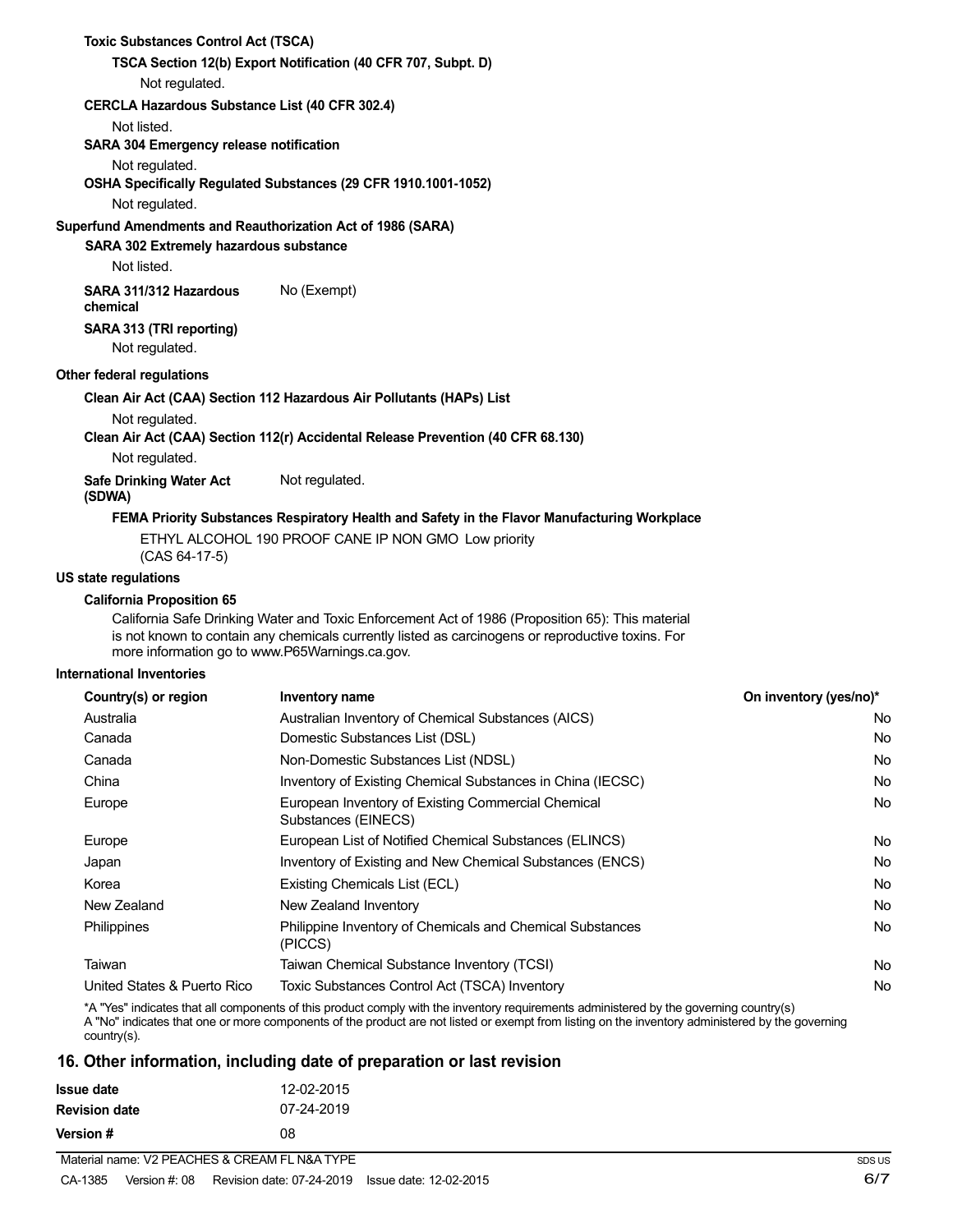**Toxic Substances Control Act (TSCA)**

**TSCA Section 12(b) Export Notification (40 CFR 707, Subpt. D)**

Not regulated.

**CERCLA Hazardous Substance List (40 CFR 302.4)**

Not listed.

**SARA 304 Emergency release notification**

Not regulated.

**OSHA Specifically Regulated Substances (29 CFR 1910.1001-1052)**

Not regulated.

**Superfund Amendments and Reauthorization Act of 1986 (SARA)**

**SARA 302 Extremely hazardous substance**

Not listed.

**SARA 311/312 Hazardous chemical** No (Exempt)

**SARA 313 (TRI reporting)**

Not regulated.

**Other federal regulations**

**Clean Air Act (CAA) Section 112 Hazardous Air Pollutants (HAPs) List**

Not regulated.

**Clean Air Act (CAA) Section 112(r) Accidental Release Prevention (40 CFR 68.130)**

Not regulated.

**Safe Drinking Water Act (SDWA)** Not regulated.

**FEMA Priority Substances Respiratory Health and Safety in the Flavor Manufacturing Workplace**

ETHYL ALCOHOL 190 PROOF CANE IP NON GMO (CAS 64-17-5) Low priority

**US state regulations**

**California Proposition 65**

California Safe Drinking Water and Toxic Enforcement Act of 1986 (Proposition 65): This material is not known to contain any chemicals currently listed as carcinogens or reproductive toxins. For more information go to www.P65Warnings.ca.gov.

**International Inventories**

| Country(s) or region | Inventory name | On inventory (yes/no)* |
|---|---|---|
| Australia | Australian Inventory of Chemical Substances (AICS) | No |
| Canada | Domestic Substances List (DSL) | No |
| Canada | Non-Domestic Substances List (NDSL) | No |
| China | Inventory of Existing Chemical Substances in China (IECSC) | No |
| Europe | European Inventory of Existing Commercial Chemical Substances (EINECS) | No |
| Europe | European List of Notified Chemical Substances (ELINCS) | No |
| Japan | Inventory of Existing and New Chemical Substances (ENCS) | No |
| Korea | Existing Chemicals List (ECL) | No |
| New Zealand | New Zealand Inventory | No |
| Philippines | Philippine Inventory of Chemicals and Chemical Substances (PICCS) | No |
| Taiwan | Taiwan Chemical Substance Inventory (TCSI) | No |
| United States & Puerto Rico | Toxic Substances Control Act (TSCA) Inventory | No |

*A "Yes" indicates that all components of this product comply with the inventory requirements administered by the governing country(s)
A "No" indicates that one or more components of the product are not listed or exempt from listing on the inventory administered by the governing country(s).

## 16. Other information, including date of preparation or last revision

| | |
|---|---|
| **Issue date** | 12-02-2015 |
| **Revision date** | 07-24-2019 |
| **Version #** | 08 |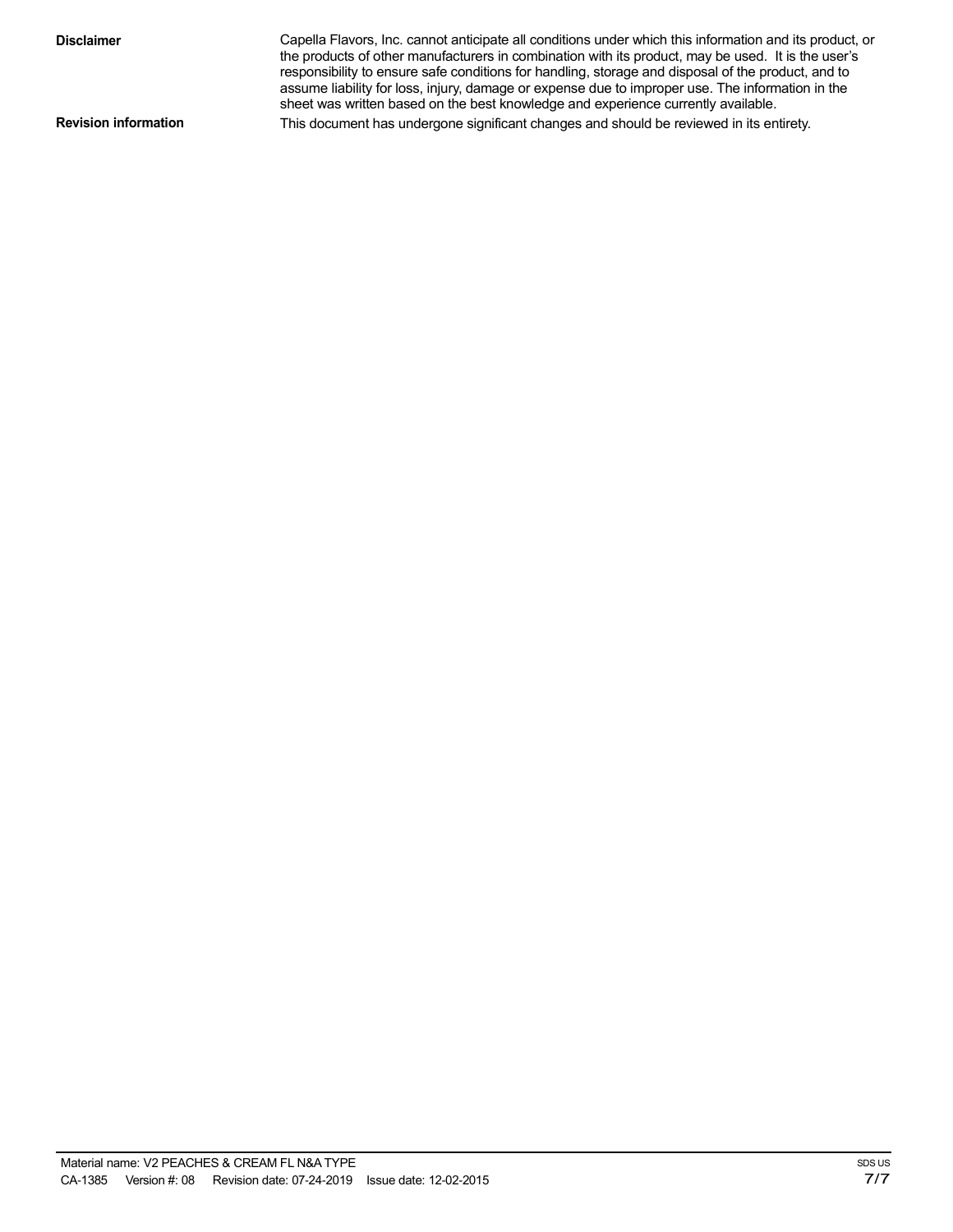**Disclaimer**

Capella Flavors, Inc. cannot anticipate all conditions under which this information and its product, or the products of other manufacturers in combination with its product, may be used. It is the user's responsibility to ensure safe conditions for handling, storage and disposal of the product, and to assume liability for loss, injury, damage or expense due to improper use. The information in the sheet was written based on the best knowledge and experience currently available.

**Revision information**

This document has undergone significant changes and should be reviewed in its entirety.